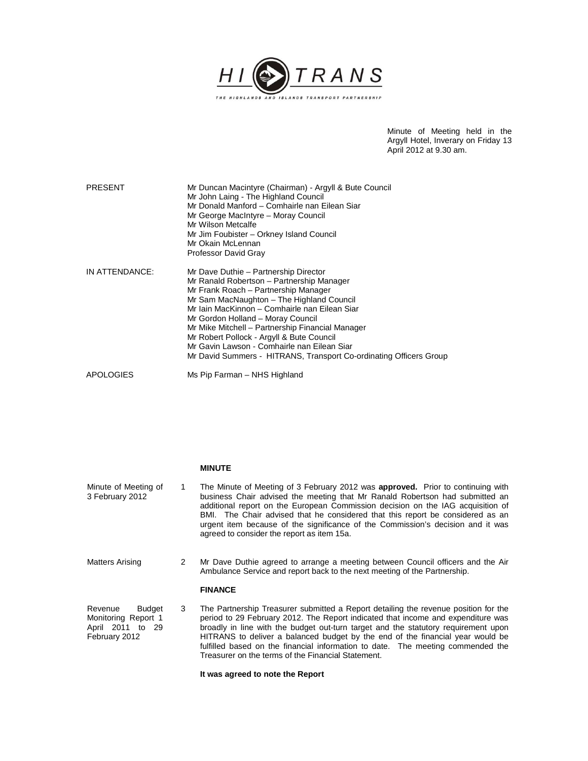HI TRANS

THE HIGHLANDS AND ISLANDS TRANSPORT PARTNERSHIP

Minute of Meeting held in the Argyll Hotel, Inverary on Friday 13 April 2012 at 9.30 am.

| | |
|---|---|
| PRESENT | Mr Duncan Macintyre (Chairman) - Argyll & Bute Council<br>Mr John Laing - The Highland Council<br>Mr Donald Manford – Comhairle nan Eilean Siar<br>Mr George MacIntyre – Moray Council<br>Mr Wilson Metcalfe<br>Mr Jim Foubister – Orkney Island Council<br>Mr Okain McLennan<br>Professor David Gray |
| IN ATTENDANCE: | Mr Dave Duthie – Partnership Director<br>Mr Ranald Robertson – Partnership Manager<br>Mr Frank Roach – Partnership Manager<br>Mr Sam MacNaughton – The Highland Council<br>Mr Iain MacKinnon – Comhairle nan Eilean Siar<br>Mr Gordon Holland – Moray Council<br>Mr Mike Mitchell – Partnership Financial Manager<br>Mr Robert Pollock - Argyll & Bute Council<br>Mr Gavin Lawson - Comhairle nan Eilean Siar<br>Mr David Summers - HITRANS, Transport Co-ordinating Officers Group |
| APOLOGIES | Ms Pip Farman – NHS Highland |

## MINUTE

**Minute of Meeting of 3 February 2012**

1 The Minute of Meeting of 3 February 2012 was **approved.** Prior to continuing with business Chair advised the meeting that Mr Ranald Robertson had submitted an additional report on the European Commission decision on the IAG acquisition of BMI. The Chair advised that he considered that this report be considered as an urgent item because of the significance of the Commission's decision and it was agreed to consider the report as item 15a.

**Matters Arising**

2 Mr Dave Duthie agreed to arrange a meeting between Council officers and the Air Ambulance Service and report back to the next meeting of the Partnership.

## FINANCE

**Revenue Budget Monitoring Report 1 April 2011 to 29 February 2012**

3 The Partnership Treasurer submitted a Report detailing the revenue position for the period to 29 February 2012. The Report indicated that income and expenditure was broadly in line with the budget out-turn target and the statutory requirement upon HITRANS to deliver a balanced budget by the end of the financial year would be fulfilled based on the financial information to date. The meeting commended the Treasurer on the terms of the Financial Statement.

**It was agreed to note the Report**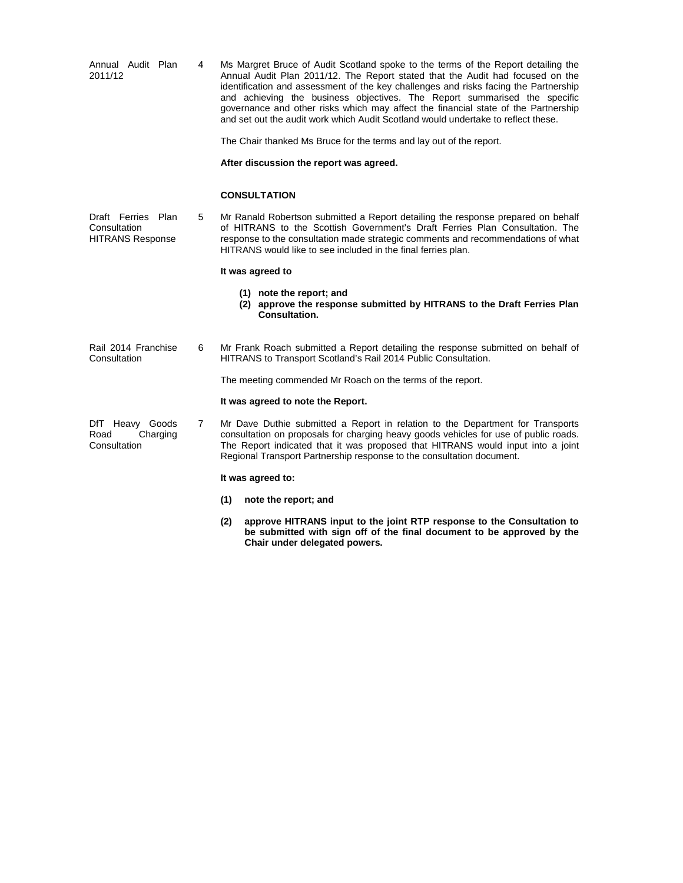**Annual Audit Plan 2011/12**

4 Ms Margret Bruce of Audit Scotland spoke to the terms of the Report detailing the Annual Audit Plan 2011/12. The Report stated that the Audit had focused on the identification and assessment of the key challenges and risks facing the Partnership and achieving the business objectives. The Report summarised the specific governance and other risks which may affect the financial state of the Partnership and set out the audit work which Audit Scotland would undertake to reflect these.

The Chair thanked Ms Bruce for the terms and lay out of the report.

**After discussion the report was agreed.**

## CONSULTATION

**Draft Ferries Plan Consultation HITRANS Response**

5 Mr Ranald Robertson submitted a Report detailing the response prepared on behalf of HITRANS to the Scottish Government's Draft Ferries Plan Consultation. The response to the consultation made strategic comments and recommendations of what HITRANS would like to see included in the final ferries plan.

**It was agreed to**

**(1) note the report; and**
**(2) approve the response submitted by HITRANS to the Draft Ferries Plan Consultation.**

**Rail 2014 Franchise Consultation**

6 Mr Frank Roach submitted a Report detailing the response submitted on behalf of HITRANS to Transport Scotland's Rail 2014 Public Consultation.

The meeting commended Mr Roach on the terms of the report.

**It was agreed to note the Report.**

**DfT Heavy Goods Road Charging Consultation**

7 Mr Dave Duthie submitted a Report in relation to the Department for Transports consultation on proposals for charging heavy goods vehicles for use of public roads. The Report indicated that it was proposed that HITRANS would input into a joint Regional Transport Partnership response to the consultation document.

**It was agreed to:**

**(1) note the report; and**

**(2) approve HITRANS input to the joint RTP response to the Consultation to be submitted with sign off of the final document to be approved by the Chair under delegated powers.**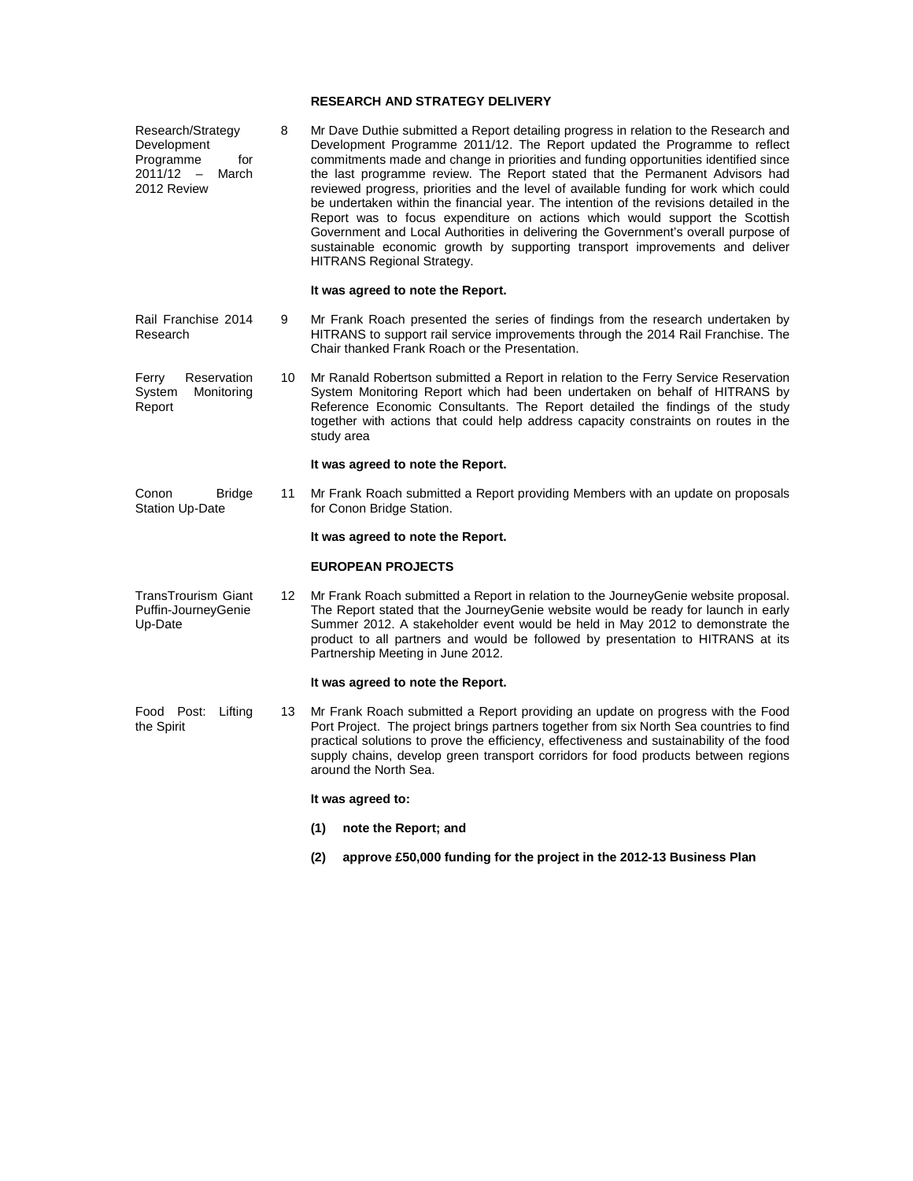## RESEARCH AND STRATEGY DELIVERY

**Research/Strategy Development Programme for 2011/12 – March 2012 Review**

8 Mr Dave Duthie submitted a Report detailing progress in relation to the Research and Development Programme 2011/12. The Report updated the Programme to reflect commitments made and change in priorities and funding opportunities identified since the last programme review. The Report stated that the Permanent Advisors had reviewed progress, priorities and the level of available funding for work which could be undertaken within the financial year. The intention of the revisions detailed in the Report was to focus expenditure on actions which would support the Scottish Government and Local Authorities in delivering the Government's overall purpose of sustainable economic growth by supporting transport improvements and deliver HITRANS Regional Strategy.

**It was agreed to note the Report.**

**Rail Franchise 2014 Research**

9 Mr Frank Roach presented the series of findings from the research undertaken by HITRANS to support rail service improvements through the 2014 Rail Franchise. The Chair thanked Frank Roach or the Presentation.

**Ferry Reservation System Monitoring Report**

10 Mr Ranald Robertson submitted a Report in relation to the Ferry Service Reservation System Monitoring Report which had been undertaken on behalf of HITRANS by Reference Economic Consultants. The Report detailed the findings of the study together with actions that could help address capacity constraints on routes in the study area

**It was agreed to note the Report.**

**Conon Bridge Station Up-Date**

11 Mr Frank Roach submitted a Report providing Members with an update on proposals for Conon Bridge Station.

**It was agreed to note the Report.**

## EUROPEAN PROJECTS

**TransTrourism Giant Puffin-JourneyGenie Up-Date**

12 Mr Frank Roach submitted a Report in relation to the JourneyGenie website proposal. The Report stated that the JourneyGenie website would be ready for launch in early Summer 2012. A stakeholder event would be held in May 2012 to demonstrate the product to all partners and would be followed by presentation to HITRANS at its Partnership Meeting in June 2012.

**It was agreed to note the Report.**

**Food Post: Lifting the Spirit**

13 Mr Frank Roach submitted a Report providing an update on progress with the Food Port Project. The project brings partners together from six North Sea countries to find practical solutions to prove the efficiency, effectiveness and sustainability of the food supply chains, develop green transport corridors for food products between regions around the North Sea.

**It was agreed to:**

**(1) note the Report; and**

**(2) approve £50,000 funding for the project in the 2012-13 Business Plan**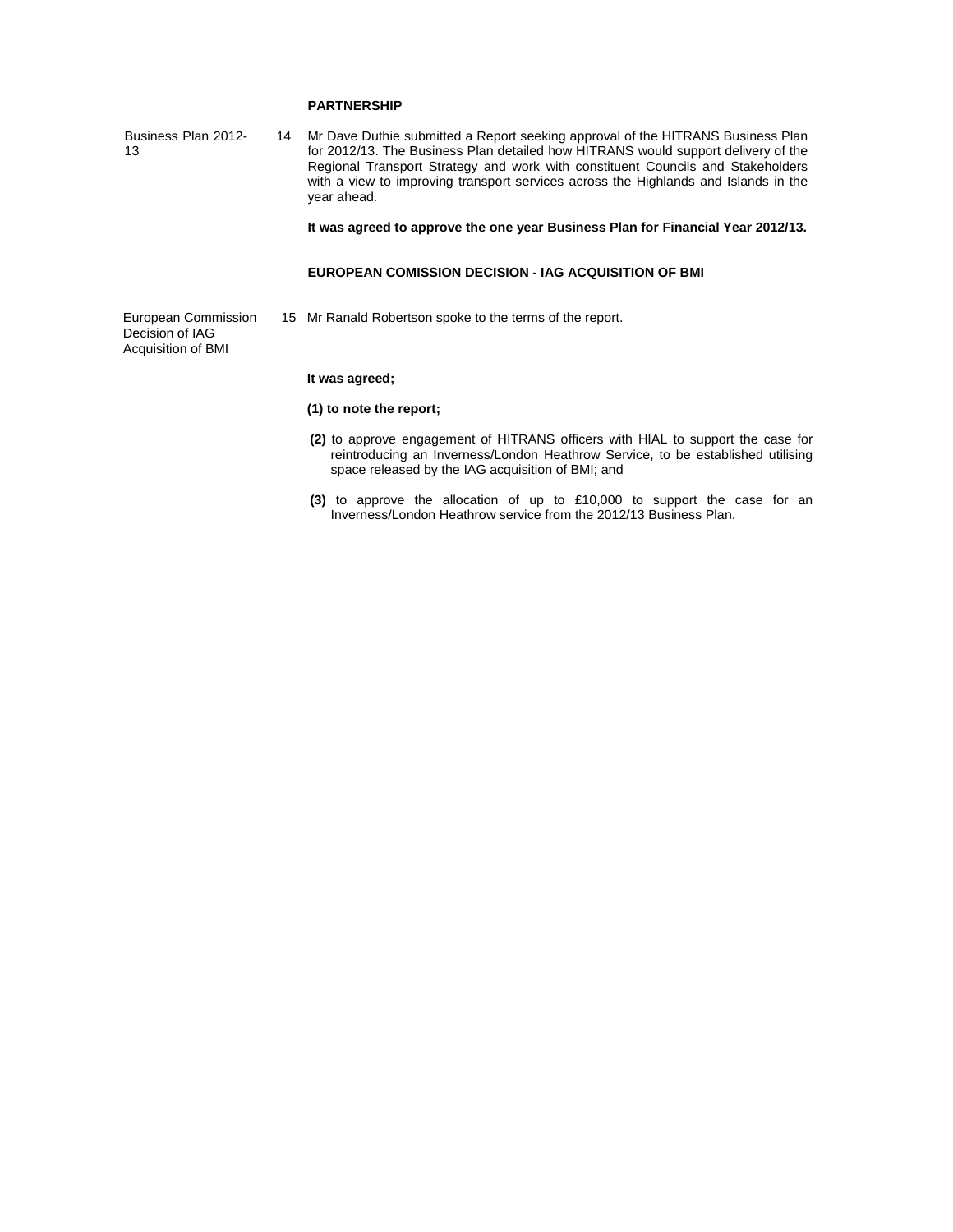**PARTNERSHIP**

Business Plan 2012-13

14 Mr Dave Duthie submitted a Report seeking approval of the HITRANS Business Plan for 2012/13. The Business Plan detailed how HITRANS would support delivery of the Regional Transport Strategy and work with constituent Councils and Stakeholders with a view to improving transport services across the Highlands and Islands in the year ahead.

**It was agreed to approve the one year Business Plan for Financial Year 2012/13.**

**EUROPEAN COMISSION DECISION - IAG ACQUISITION OF BMI**

European Commission Decision of IAG Acquisition of BMI

15 Mr Ranald Robertson spoke to the terms of the report.

**It was agreed;**

**(1) to note the report;**

**(2)** to approve engagement of HITRANS officers with HIAL to support the case for reintroducing an Inverness/London Heathrow Service, to be established utilising space released by the IAG acquisition of BMI; and

**(3)** to approve the allocation of up to £10,000 to support the case for an Inverness/London Heathrow service from the 2012/13 Business Plan.